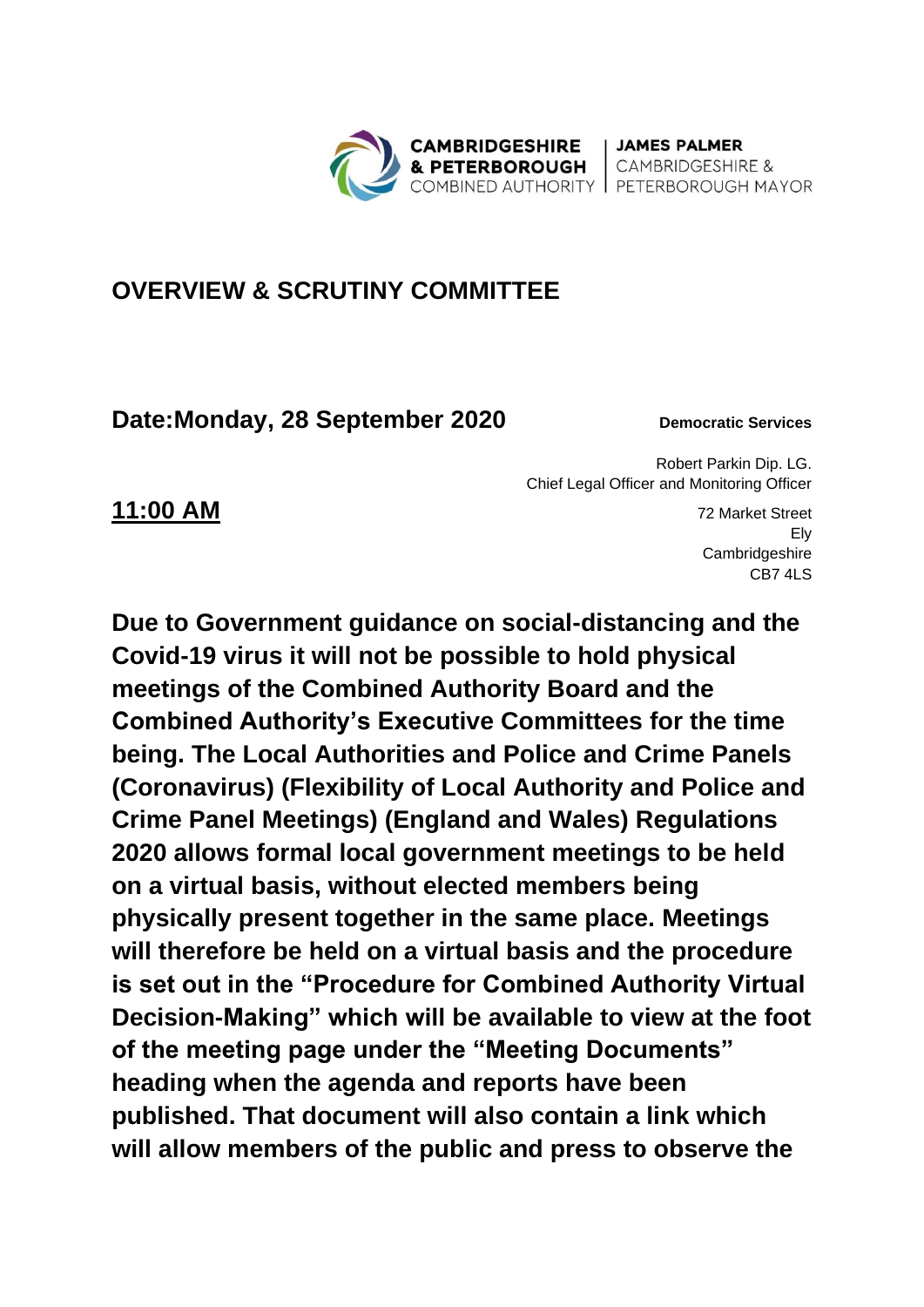CAMBRIDGESHIRE & PETERBOROUGH COMBINED AUTHORITY | JAMES PALMER CAMBRIDGESHIRE & PETERBOROUGH MAYOR

# OVERVIEW & SCRUTINY COMMITTEE

## Date:Monday, 28 September 2020

**Democratic Services**

Robert Parkin Dip. LG.
Chief Legal Officer and Monitoring Officer

72 Market Street
Ely
Cambridgeshire
CB7 4LS

**11:00 AM**

**Due to Government guidance on social-distancing and the Covid-19 virus it will not be possible to hold physical meetings of the Combined Authority Board and the Combined Authority's Executive Committees for the time being. The Local Authorities and Police and Crime Panels (Coronavirus) (Flexibility of Local Authority and Police and Crime Panel Meetings) (England and Wales) Regulations 2020 allows formal local government meetings to be held on a virtual basis, without elected members being physically present together in the same place. Meetings will therefore be held on a virtual basis and the procedure is set out in the "Procedure for Combined Authority Virtual Decision-Making" which will be available to view at the foot of the meeting page under the "Meeting Documents" heading when the agenda and reports have been published. That document will also contain a link which will allow members of the public and press to observe the**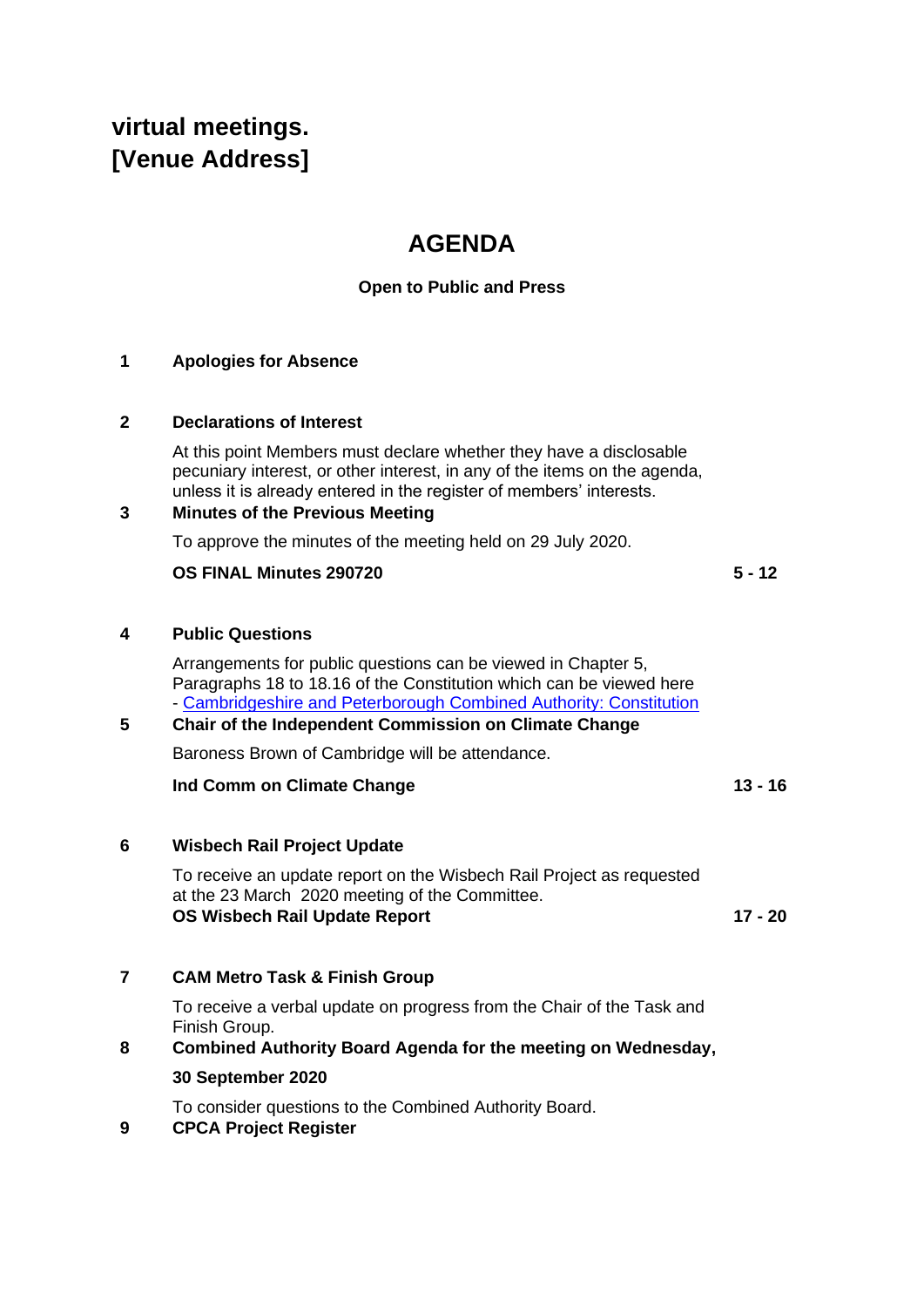**virtual meetings.**
**[Venue Address]**

# AGENDA

**Open to Public and Press**

**1 Apologies for Absence**

**2 Declarations of Interest**

At this point Members must declare whether they have a disclosable pecuniary interest, or other interest, in any of the items on the agenda, unless it is already entered in the register of members' interests.

**3 Minutes of the Previous Meeting**

To approve the minutes of the meeting held on 29 July 2020.

**OS FINAL Minutes 290720** **5 - 12**

**4 Public Questions**

Arrangements for public questions can be viewed in Chapter 5, Paragraphs 18 to 18.16 of the Constitution which can be viewed here - Cambridgeshire and Peterborough Combined Authority: Constitution

**5 Chair of the Independent Commission on Climate Change**

Baroness Brown of Cambridge will be attendance.

**Ind Comm on Climate Change** **13 - 16**

**6 Wisbech Rail Project Update**

To receive an update report on the Wisbech Rail Project as requested at the 23 March 2020 meeting of the Committee.

**OS Wisbech Rail Update Report** **17 - 20**

**7 CAM Metro Task & Finish Group**

To receive a verbal update on progress from the Chair of the Task and Finish Group.

**8 Combined Authority Board Agenda for the meeting on Wednesday, 30 September 2020**

To consider questions to the Combined Authority Board.

**9 CPCA Project Register**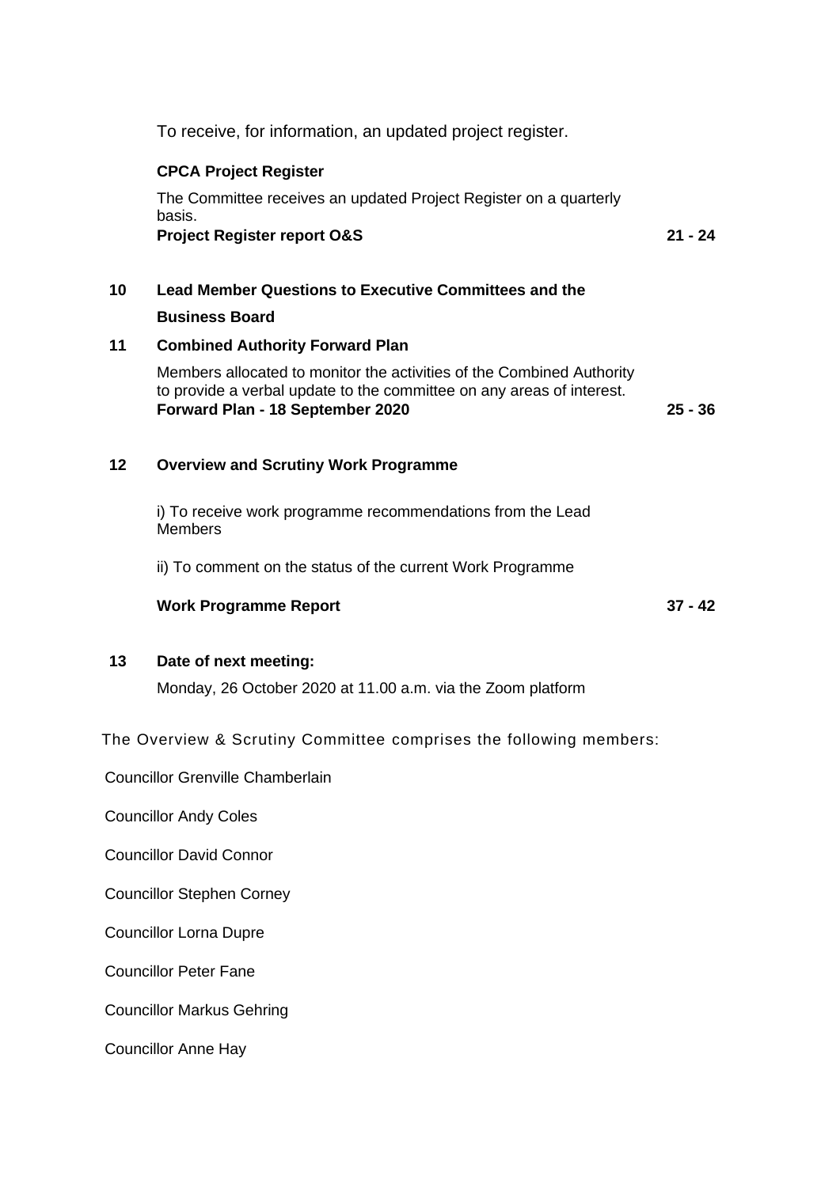To receive, for information, an updated project register.

**CPCA Project Register**

The Committee receives an updated Project Register on a quarterly basis.

**Project Register report O&S** **21 - 24**

**10 Lead Member Questions to Executive Committees and the Business Board**

**11 Combined Authority Forward Plan**

Members allocated to monitor the activities of the Combined Authority to provide a verbal update to the committee on any areas of interest.

**Forward Plan - 18 September 2020** **25 - 36**

**12 Overview and Scrutiny Work Programme**

i) To receive work programme recommendations from the Lead Members

ii) To comment on the status of the current Work Programme

**Work Programme Report** **37 - 42**

**13 Date of next meeting:**

Monday, 26 October 2020 at 11.00 a.m. via the Zoom platform

The Overview & Scrutiny Committee comprises the following members:

Councillor Grenville Chamberlain

Councillor Andy Coles

Councillor David Connor

Councillor Stephen Corney

Councillor Lorna Dupre

Councillor Peter Fane

Councillor Markus Gehring

Councillor Anne Hay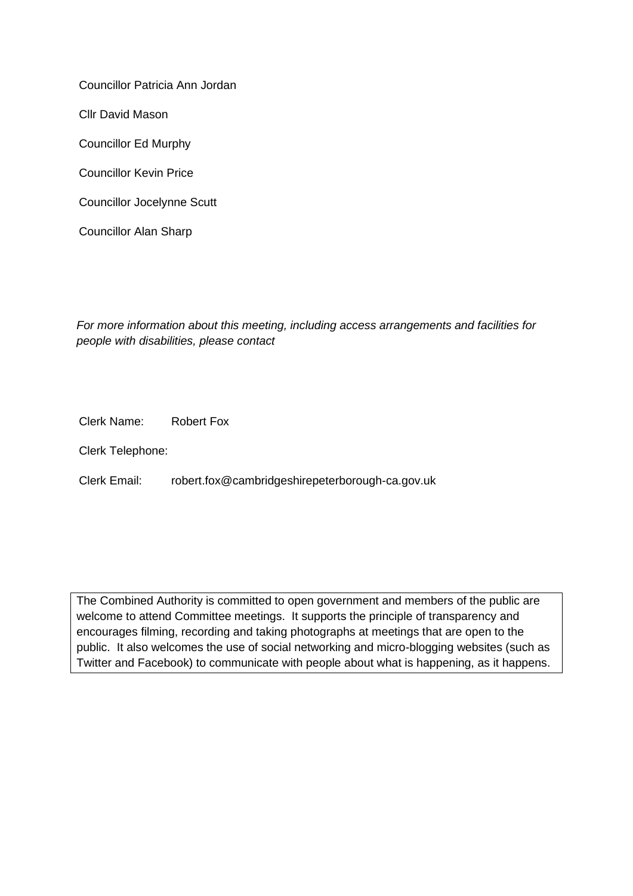Councillor Patricia Ann Jordan

Cllr David Mason

Councillor Ed Murphy

Councillor Kevin Price

Councillor Jocelynne Scutt

Councillor Alan Sharp

*For more information about this meeting, including access arrangements and facilities for people with disabilities, please contact*

Clerk Name: Robert Fox

Clerk Telephone:

Clerk Email: robert.fox@cambridgeshirepeterborough-ca.gov.uk

The Combined Authority is committed to open government and members of the public are welcome to attend Committee meetings. It supports the principle of transparency and encourages filming, recording and taking photographs at meetings that are open to the public. It also welcomes the use of social networking and micro-blogging websites (such as Twitter and Facebook) to communicate with people about what is happening, as it happens.